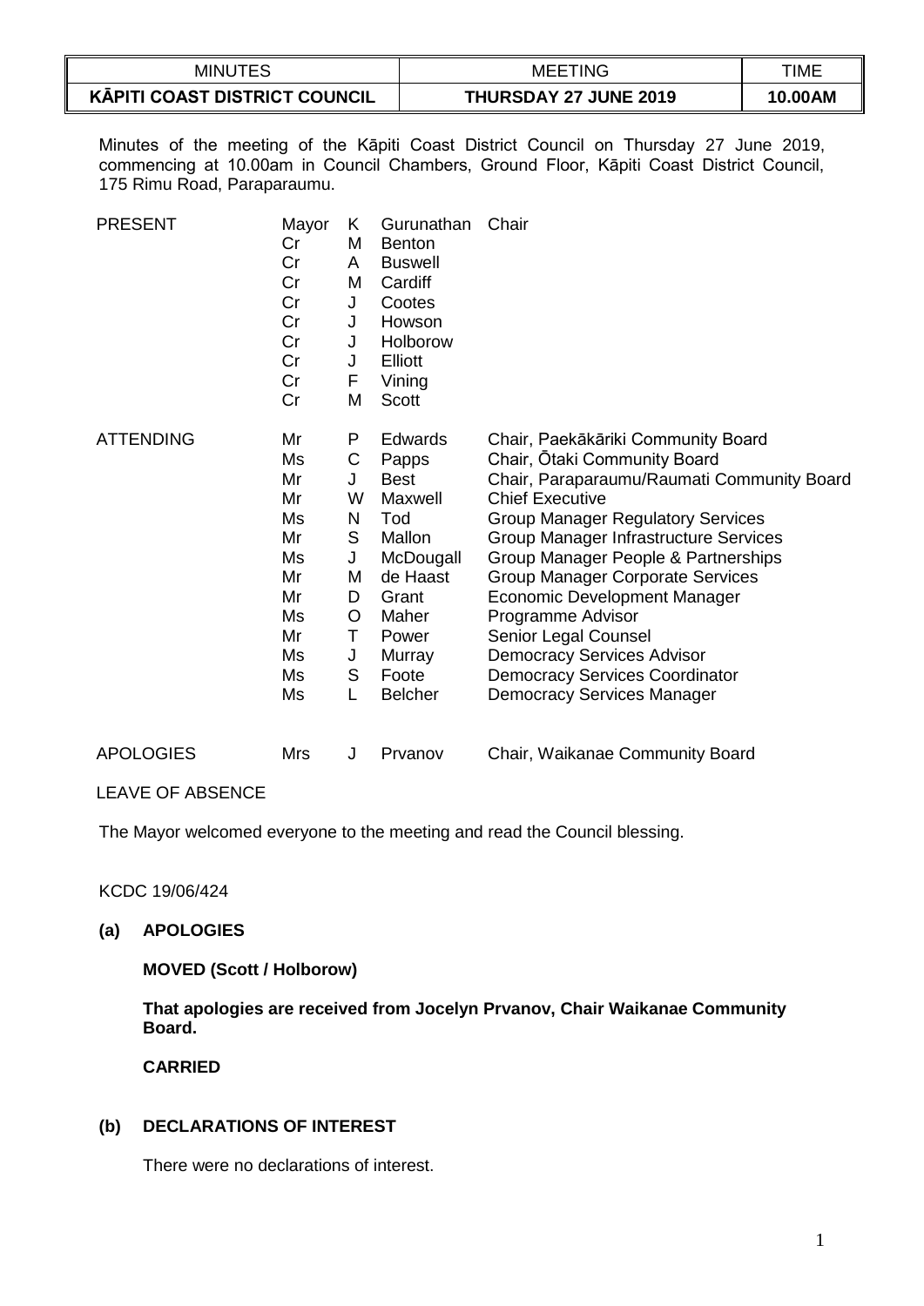| MINUTES | MEETING | TIME |
|---|---|---|
| **KĀPITI COAST DISTRICT COUNCIL** | **THURSDAY 27 JUNE 2019** | **10.00AM** |

Minutes of the meeting of the Kāpiti Coast District Council on Thursday 27 June 2019, commencing at 10.00am in Council Chambers, Ground Floor, Kāpiti Coast District Council, 175 Rimu Road, Paraparaumu.

| | | | | |
|---|---|---|---|---|
| PRESENT | Mayor | K | Gurunathan | Chair |
| | Cr | M | Benton | |
| | Cr | A | Buswell | |
| | Cr | M | Cardiff | |
| | Cr | J | Cootes | |
| | Cr | J | Howson | |
| | Cr | J | Holborow | |
| | Cr | J | Elliott | |
| | Cr | F | Vining | |
| | Cr | M | Scott | |
| ATTENDING | Mr | P | Edwards | Chair, Paekākāriki Community Board |
| | Ms | C | Papps | Chair, Ōtaki Community Board |
| | Mr | J | Best | Chair, Paraparaumu/Raumati Community Board |
| | Mr | W | Maxwell | Chief Executive |
| | Ms | N | Tod | Group Manager Regulatory Services |
| | Mr | S | Mallon | Group Manager Infrastructure Services |
| | Ms | J | McDougall | Group Manager People & Partnerships |
| | Mr | M | de Haast | Group Manager Corporate Services |
| | Mr | D | Grant | Economic Development Manager |
| | Ms | O | Maher | Programme Advisor |
| | Mr | T | Power | Senior Legal Counsel |
| | Ms | J | Murray | Democracy Services Advisor |
| | Ms | S | Foote | Democracy Services Coordinator |
| | Ms | L | Belcher | Democracy Services Manager |
| APOLOGIES | Mrs | J | Prvanov | Chair, Waikanae Community Board |

LEAVE OF ABSENCE

The Mayor welcomed everyone to the meeting and read the Council blessing.

KCDC 19/06/424

**(a) APOLOGIES**

**MOVED (Scott / Holborow)**

**That apologies are received from Jocelyn Prvanov, Chair Waikanae Community Board.**

**CARRIED**

**(b) DECLARATIONS OF INTEREST**

There were no declarations of interest.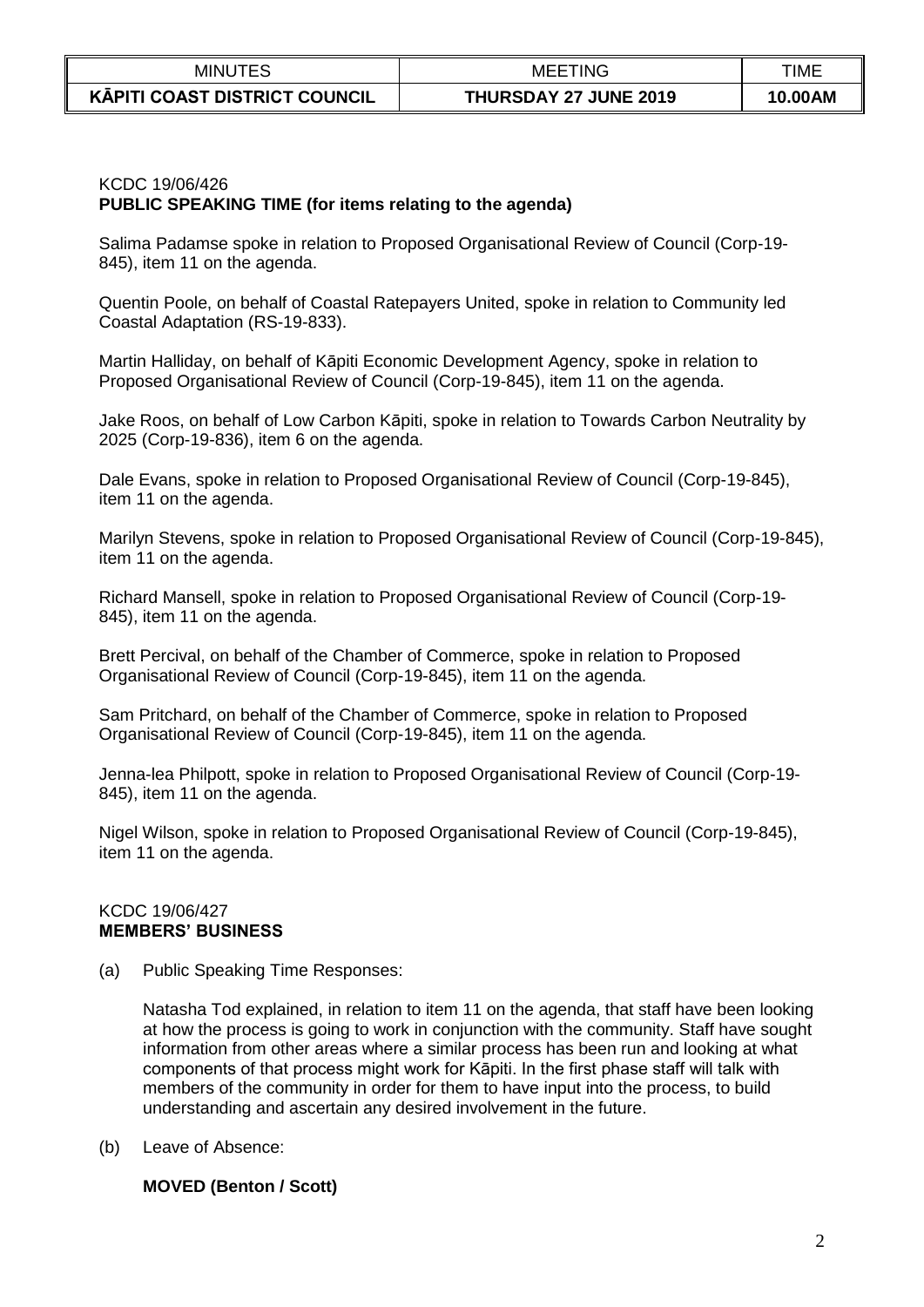KCDC 19/06/426
**PUBLIC SPEAKING TIME (for items relating to the agenda)**

Salima Padamse spoke in relation to Proposed Organisational Review of Council (Corp-19-845), item 11 on the agenda.

Quentin Poole, on behalf of Coastal Ratepayers United, spoke in relation to Community led Coastal Adaptation (RS-19-833).

Martin Halliday, on behalf of Kāpiti Economic Development Agency, spoke in relation to Proposed Organisational Review of Council (Corp-19-845), item 11 on the agenda.

Jake Roos, on behalf of Low Carbon Kāpiti, spoke in relation to Towards Carbon Neutrality by 2025 (Corp-19-836), item 6 on the agenda.

Dale Evans, spoke in relation to Proposed Organisational Review of Council (Corp-19-845), item 11 on the agenda.

Marilyn Stevens, spoke in relation to Proposed Organisational Review of Council (Corp-19-845), item 11 on the agenda.

Richard Mansell, spoke in relation to Proposed Organisational Review of Council (Corp-19-845), item 11 on the agenda.

Brett Percival, on behalf of the Chamber of Commerce, spoke in relation to Proposed Organisational Review of Council (Corp-19-845), item 11 on the agenda.

Sam Pritchard, on behalf of the Chamber of Commerce, spoke in relation to Proposed Organisational Review of Council (Corp-19-845), item 11 on the agenda.

Jenna-lea Philpott, spoke in relation to Proposed Organisational Review of Council (Corp-19-845), item 11 on the agenda.

Nigel Wilson, spoke in relation to Proposed Organisational Review of Council (Corp-19-845), item 11 on the agenda.

KCDC 19/06/427
**MEMBERS' BUSINESS**

(a) Public Speaking Time Responses:

Natasha Tod explained, in relation to item 11 on the agenda, that staff have been looking at how the process is going to work in conjunction with the community. Staff have sought information from other areas where a similar process has been run and looking at what components of that process might work for Kāpiti. In the first phase staff will talk with members of the community in order for them to have input into the process, to build understanding and ascertain any desired involvement in the future.

(b) Leave of Absence:

**MOVED (Benton / Scott)**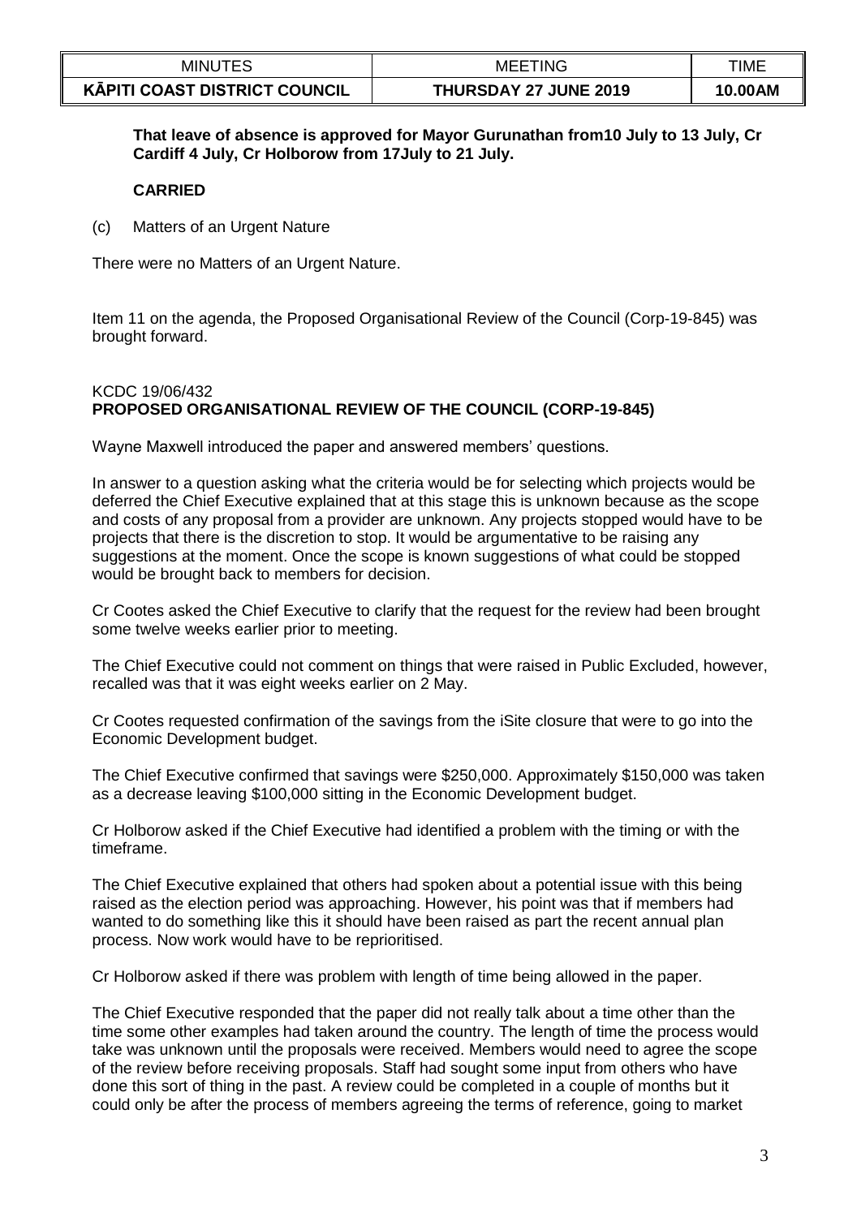**That leave of absence is approved for Mayor Gurunathan from10 July to 13 July, Cr Cardiff 4 July, Cr Holborow from 17July to 21 July.**

**CARRIED**

(c) Matters of an Urgent Nature

There were no Matters of an Urgent Nature.

Item 11 on the agenda, the Proposed Organisational Review of the Council (Corp-19-845) was brought forward.

KCDC 19/06/432
**PROPOSED ORGANISATIONAL REVIEW OF THE COUNCIL (CORP-19-845)**

Wayne Maxwell introduced the paper and answered members' questions.

In answer to a question asking what the criteria would be for selecting which projects would be deferred the Chief Executive explained that at this stage this is unknown because as the scope and costs of any proposal from a provider are unknown. Any projects stopped would have to be projects that there is the discretion to stop. It would be argumentative to be raising any suggestions at the moment. Once the scope is known suggestions of what could be stopped would be brought back to members for decision.

Cr Cootes asked the Chief Executive to clarify that the request for the review had been brought some twelve weeks earlier prior to meeting.

The Chief Executive could not comment on things that were raised in Public Excluded, however, recalled was that it was eight weeks earlier on 2 May.

Cr Cootes requested confirmation of the savings from the iSite closure that were to go into the Economic Development budget.

The Chief Executive confirmed that savings were $250,000. Approximately $150,000 was taken as a decrease leaving $100,000 sitting in the Economic Development budget.

Cr Holborow asked if the Chief Executive had identified a problem with the timing or with the timeframe.

The Chief Executive explained that others had spoken about a potential issue with this being raised as the election period was approaching. However, his point was that if members had wanted to do something like this it should have been raised as part the recent annual plan process. Now work would have to be reprioritised.

Cr Holborow asked if there was problem with length of time being allowed in the paper.

The Chief Executive responded that the paper did not really talk about a time other than the time some other examples had taken around the country. The length of time the process would take was unknown until the proposals were received. Members would need to agree the scope of the review before receiving proposals. Staff had sought some input from others who have done this sort of thing in the past. A review could be completed in a couple of months but it could only be after the process of members agreeing the terms of reference, going to market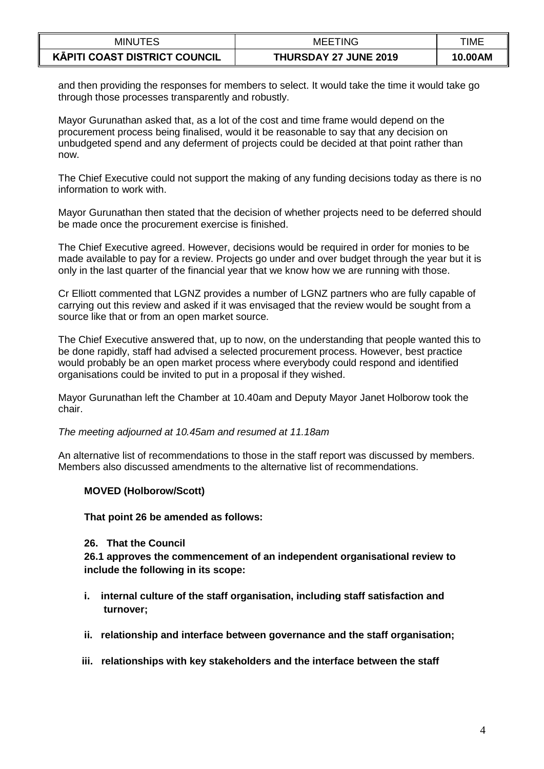and then providing the responses for members to select. It would take the time it would take go through those processes transparently and robustly.

Mayor Gurunathan asked that, as a lot of the cost and time frame would depend on the procurement process being finalised, would it be reasonable to say that any decision on unbudgeted spend and any deferment of projects could be decided at that point rather than now.

The Chief Executive could not support the making of any funding decisions today as there is no information to work with.

Mayor Gurunathan then stated that the decision of whether projects need to be deferred should be made once the procurement exercise is finished.

The Chief Executive agreed. However, decisions would be required in order for monies to be made available to pay for a review. Projects go under and over budget through the year but it is only in the last quarter of the financial year that we know how we are running with those.

Cr Elliott commented that LGNZ provides a number of LGNZ partners who are fully capable of carrying out this review and asked if it was envisaged that the review would be sought from a source like that or from an open market source.

The Chief Executive answered that, up to now, on the understanding that people wanted this to be done rapidly, staff had advised a selected procurement process. However, best practice would probably be an open market process where everybody could respond and identified organisations could be invited to put in a proposal if they wished.

Mayor Gurunathan left the Chamber at 10.40am and Deputy Mayor Janet Holborow took the chair.

*The meeting adjourned at 10.45am and resumed at 11.18am*

An alternative list of recommendations to those in the staff report was discussed by members. Members also discussed amendments to the alternative list of recommendations.

**MOVED (Holborow/Scott)**

**That point 26 be amended as follows:**

**26. That the Council**

**26.1 approves the commencement of an independent organisational review to include the following in its scope:**

**i. internal culture of the staff organisation, including staff satisfaction and turnover;**

**ii. relationship and interface between governance and the staff organisation;**

**iii. relationships with key stakeholders and the interface between the staff**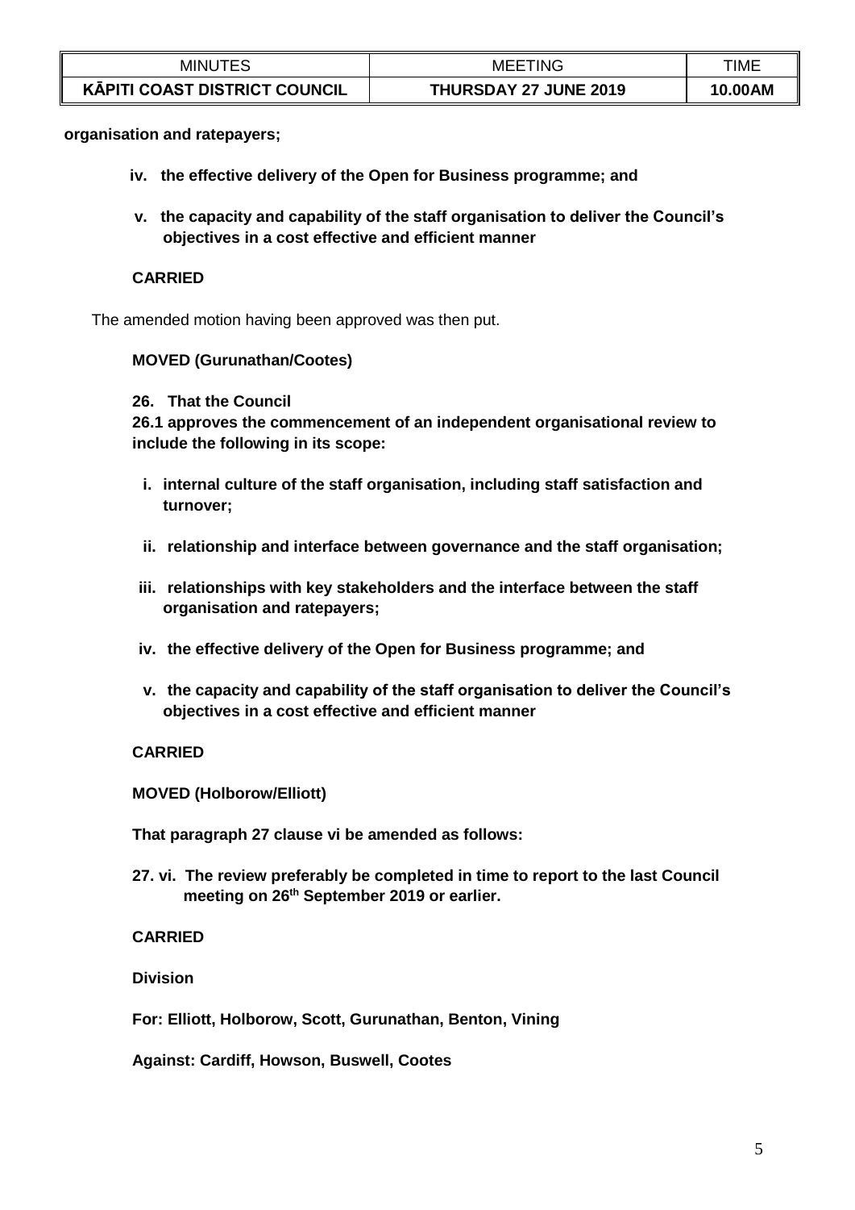**organisation and ratepayers;**

- **iv. the effective delivery of the Open for Business programme; and**
- **v. the capacity and capability of the staff organisation to deliver the Council's objectives in a cost effective and efficient manner**

**CARRIED**

The amended motion having been approved was then put.

**MOVED (Gurunathan/Cootes)**

**26. That the Council**

**26.1 approves the commencement of an independent organisational review to include the following in its scope:**

- **i. internal culture of the staff organisation, including staff satisfaction and turnover;**
- **ii. relationship and interface between governance and the staff organisation;**
- **iii. relationships with key stakeholders and the interface between the staff organisation and ratepayers;**
- **iv. the effective delivery of the Open for Business programme; and**
- **v. the capacity and capability of the staff organisation to deliver the Council's objectives in a cost effective and efficient manner**

**CARRIED**

**MOVED (Holborow/Elliott)**

**That paragraph 27 clause vi be amended as follows:**

**27. vi. The review preferably be completed in time to report to the last Council meeting on 26th September 2019 or earlier.**

**CARRIED**

**Division**

**For: Elliott, Holborow, Scott, Gurunathan, Benton, Vining**

**Against: Cardiff, Howson, Buswell, Cootes**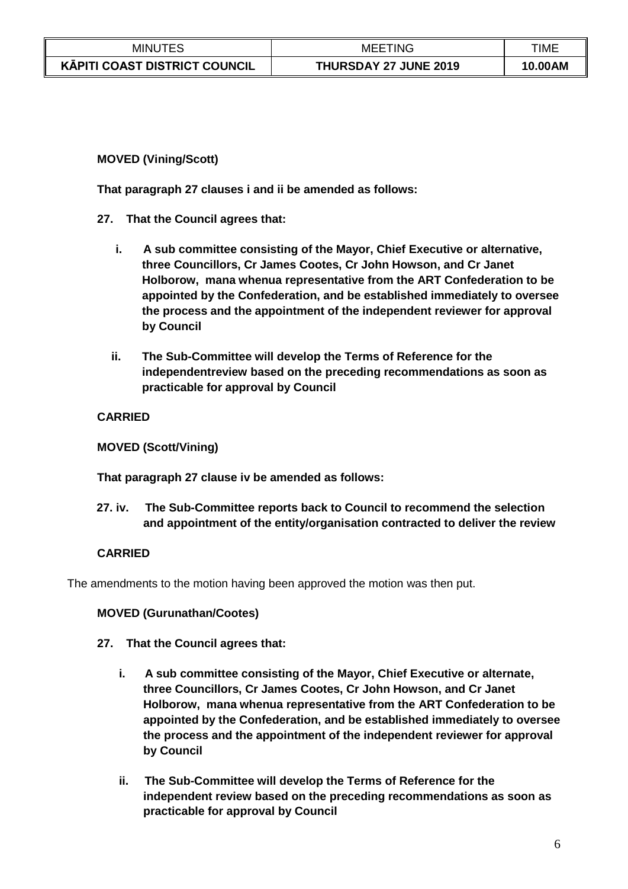**MOVED (Vining/Scott)**

**That paragraph 27 clauses i and ii be amended as follows:**

**27. That the Council agrees that:**

**i. A sub committee consisting of the Mayor, Chief Executive or alternative, three Councillors, Cr James Cootes, Cr John Howson, and Cr Janet Holborow, mana whenua representative from the ART Confederation to be appointed by the Confederation, and be established immediately to oversee the process and the appointment of the independent reviewer for approval by Council**

**ii. The Sub-Committee will develop the Terms of Reference for the independentreview based on the preceding recommendations as soon as practicable for approval by Council**

**CARRIED**

**MOVED (Scott/Vining)**

**That paragraph 27 clause iv be amended as follows:**

**27. iv. The Sub-Committee reports back to Council to recommend the selection and appointment of the entity/organisation contracted to deliver the review**

**CARRIED**

The amendments to the motion having been approved the motion was then put.

**MOVED (Gurunathan/Cootes)**

**27. That the Council agrees that:**

**i. A sub committee consisting of the Mayor, Chief Executive or alternate, three Councillors, Cr James Cootes, Cr John Howson, and Cr Janet Holborow, mana whenua representative from the ART Confederation to be appointed by the Confederation, and be established immediately to oversee the process and the appointment of the independent reviewer for approval by Council**

**ii. The Sub-Committee will develop the Terms of Reference for the independent review based on the preceding recommendations as soon as practicable for approval by Council**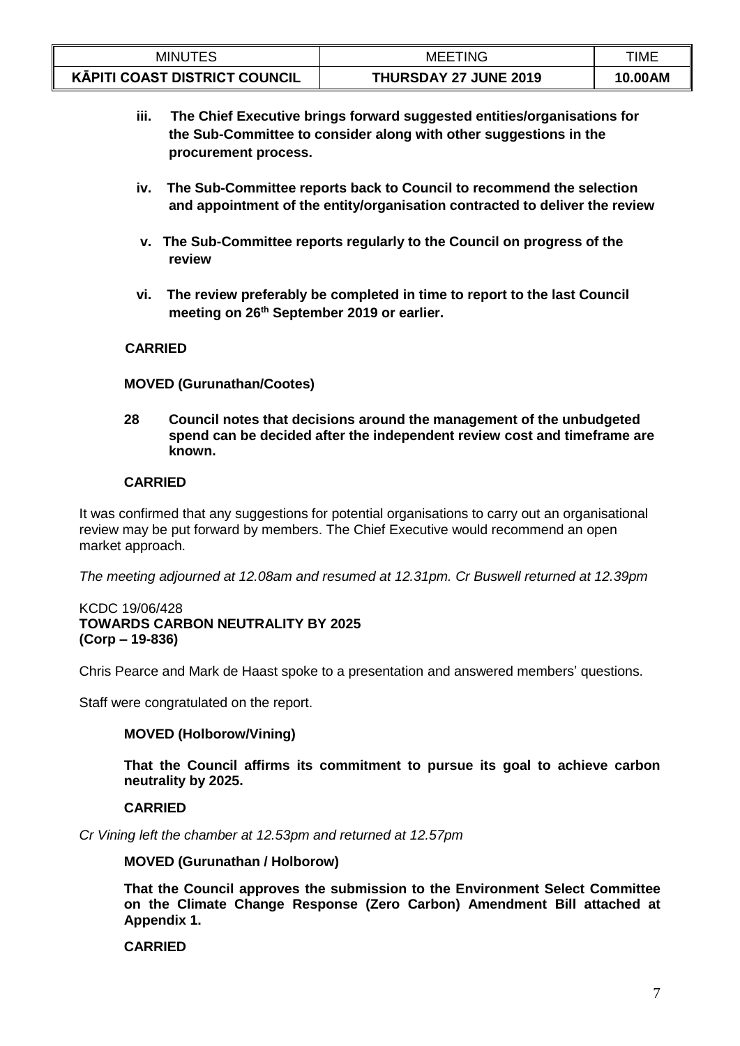**iii. The Chief Executive brings forward suggested entities/organisations for the Sub-Committee to consider along with other suggestions in the procurement process.**

**iv. The Sub-Committee reports back to Council to recommend the selection and appointment of the entity/organisation contracted to deliver the review**

**v. The Sub-Committee reports regularly to the Council on progress of the review**

**vi. The review preferably be completed in time to report to the last Council meeting on 26th September 2019 or earlier.**

**CARRIED**

**MOVED (Gurunathan/Cootes)**

**28 Council notes that decisions around the management of the unbudgeted spend can be decided after the independent review cost and timeframe are known.**

**CARRIED**

It was confirmed that any suggestions for potential organisations to carry out an organisational review may be put forward by members. The Chief Executive would recommend an open market approach.

*The meeting adjourned at 12.08am and resumed at 12.31pm. Cr Buswell returned at 12.39pm*

KCDC 19/06/428
**TOWARDS CARBON NEUTRALITY BY 2025**
**(Corp – 19-836)**

Chris Pearce and Mark de Haast spoke to a presentation and answered members' questions.

Staff were congratulated on the report.

**MOVED (Holborow/Vining)**

**That the Council affirms its commitment to pursue its goal to achieve carbon neutrality by 2025.**

**CARRIED**

*Cr Vining left the chamber at 12.53pm and returned at 12.57pm*

**MOVED (Gurunathan / Holborow)**

**That the Council approves the submission to the Environment Select Committee on the Climate Change Response (Zero Carbon) Amendment Bill attached at Appendix 1.**

**CARRIED**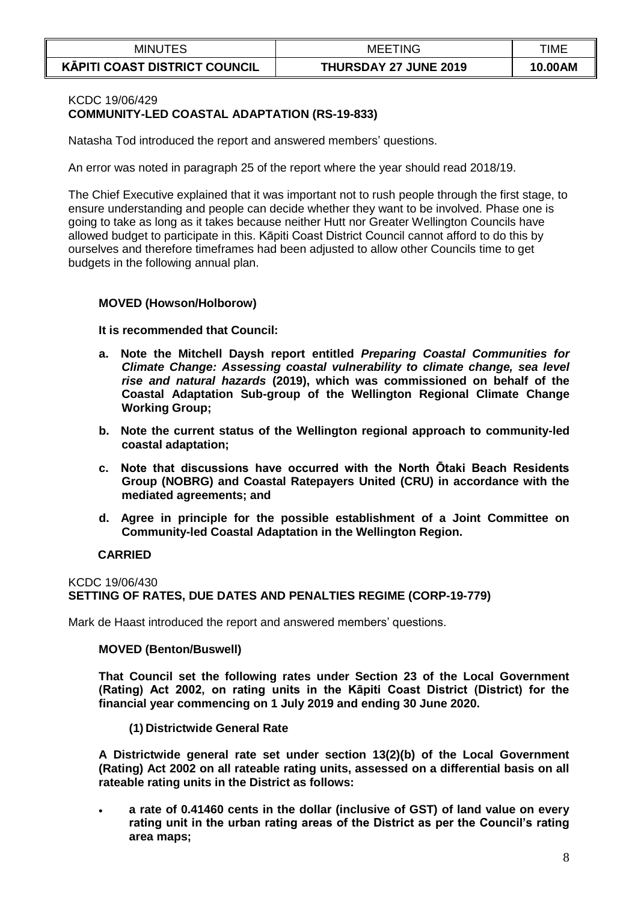KCDC 19/06/429
**COMMUNITY-LED COASTAL ADAPTATION (RS-19-833)**

Natasha Tod introduced the report and answered members' questions.

An error was noted in paragraph 25 of the report where the year should read 2018/19.

The Chief Executive explained that it was important not to rush people through the first stage, to ensure understanding and people can decide whether they want to be involved. Phase one is going to take as long as it takes because neither Hutt nor Greater Wellington Councils have allowed budget to participate in this. Kāpiti Coast District Council cannot afford to do this by ourselves and therefore timeframes had been adjusted to allow other Councils time to get budgets in the following annual plan.

**MOVED (Howson/Holborow)**

**It is recommended that Council:**

- **a. Note the Mitchell Daysh report entitled *Preparing Coastal Communities for Climate Change: Assessing coastal vulnerability to climate change, sea level rise and natural hazards* (2019), which was commissioned on behalf of the Coastal Adaptation Sub-group of the Wellington Regional Climate Change Working Group;**
- **b. Note the current status of the Wellington regional approach to community-led coastal adaptation;**
- **c. Note that discussions have occurred with the North Ōtaki Beach Residents Group (NOBRG) and Coastal Ratepayers United (CRU) in accordance with the mediated agreements; and**
- **d. Agree in principle for the possible establishment of a Joint Committee on Community-led Coastal Adaptation in the Wellington Region.**

**CARRIED**

KCDC 19/06/430
**SETTING OF RATES, DUE DATES AND PENALTIES REGIME (CORP-19-779)**

Mark de Haast introduced the report and answered members' questions.

**MOVED (Benton/Buswell)**

**That Council set the following rates under Section 23 of the Local Government (Rating) Act 2002, on rating units in the Kāpiti Coast District (District) for the financial year commencing on 1 July 2019 and ending 30 June 2020.**

**(1) Districtwide General Rate**

**A Districtwide general rate set under section 13(2)(b) of the Local Government (Rating) Act 2002 on all rateable rating units, assessed on a differential basis on all rateable rating units in the District as follows:**

- **a rate of 0.41460 cents in the dollar (inclusive of GST) of land value on every rating unit in the urban rating areas of the District as per the Council's rating area maps;**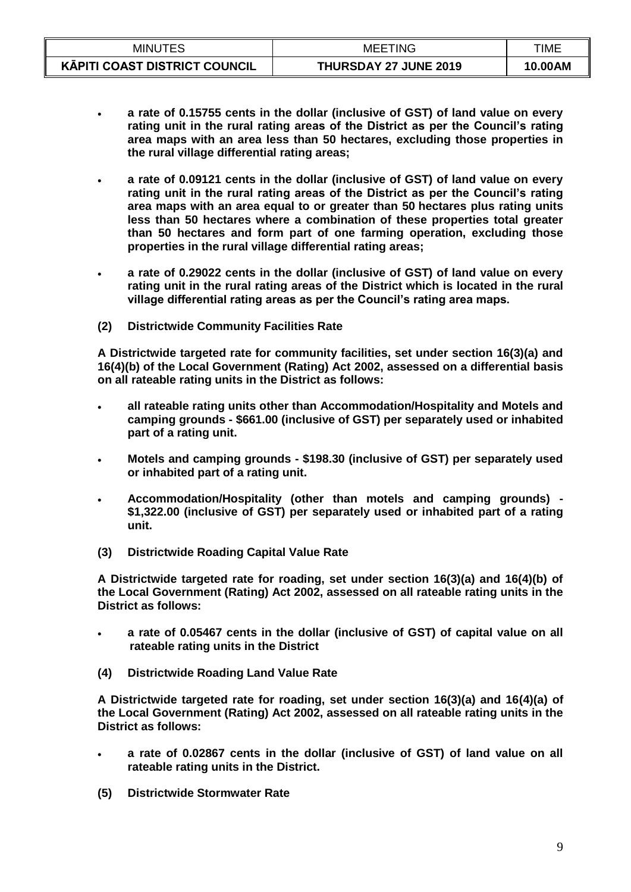- **a rate of 0.15755 cents in the dollar (inclusive of GST) of land value on every rating unit in the rural rating areas of the District as per the Council's rating area maps with an area less than 50 hectares, excluding those properties in the rural village differential rating areas;**

- **a rate of 0.09121 cents in the dollar (inclusive of GST) of land value on every rating unit in the rural rating areas of the District as per the Council's rating area maps with an area equal to or greater than 50 hectares plus rating units less than 50 hectares where a combination of these properties total greater than 50 hectares and form part of one farming operation, excluding those properties in the rural village differential rating areas;**

- **a rate of 0.29022 cents in the dollar (inclusive of GST) of land value on every rating unit in the rural rating areas of the District which is located in the rural village differential rating areas as per the Council's rating area maps.**

**(2) Districtwide Community Facilities Rate**

**A Districtwide targeted rate for community facilities, set under section 16(3)(a) and 16(4)(b) of the Local Government (Rating) Act 2002, assessed on a differential basis on all rateable rating units in the District as follows:**

- **all rateable rating units other than Accommodation/Hospitality and Motels and camping grounds - $661.00 (inclusive of GST) per separately used or inhabited part of a rating unit.**

- **Motels and camping grounds - $198.30 (inclusive of GST) per separately used or inhabited part of a rating unit.**

- **Accommodation/Hospitality (other than motels and camping grounds) - $1,322.00 (inclusive of GST) per separately used or inhabited part of a rating unit.**

**(3) Districtwide Roading Capital Value Rate**

**A Districtwide targeted rate for roading, set under section 16(3)(a) and 16(4)(b) of the Local Government (Rating) Act 2002, assessed on all rateable rating units in the District as follows:**

- **a rate of 0.05467 cents in the dollar (inclusive of GST) of capital value on all rateable rating units in the District**

**(4) Districtwide Roading Land Value Rate**

**A Districtwide targeted rate for roading, set under section 16(3)(a) and 16(4)(a) of the Local Government (Rating) Act 2002, assessed on all rateable rating units in the District as follows:**

- **a rate of 0.02867 cents in the dollar (inclusive of GST) of land value on all rateable rating units in the District.**

**(5) Districtwide Stormwater Rate**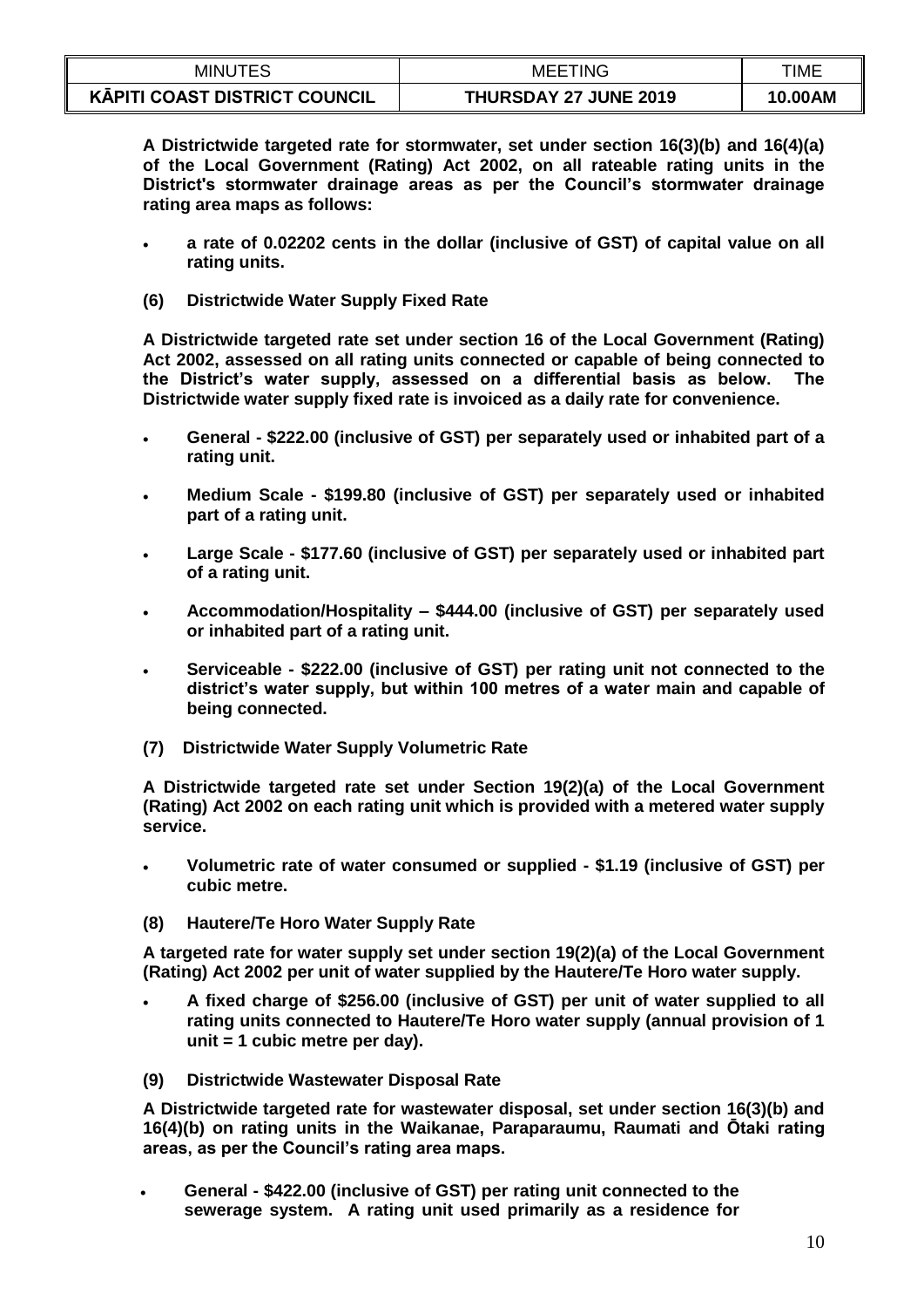**A Districtwide targeted rate for stormwater, set under section 16(3)(b) and 16(4)(a) of the Local Government (Rating) Act 2002, on all rateable rating units in the District's stormwater drainage areas as per the Council's stormwater drainage rating area maps as follows:**

- **a rate of 0.02202 cents in the dollar (inclusive of GST) of capital value on all rating units.**

**(6) Districtwide Water Supply Fixed Rate**

**A Districtwide targeted rate set under section 16 of the Local Government (Rating) Act 2002, assessed on all rating units connected or capable of being connected to the District's water supply, assessed on a differential basis as below. The Districtwide water supply fixed rate is invoiced as a daily rate for convenience.**

- **General - $222.00 (inclusive of GST) per separately used or inhabited part of a rating unit.**
- **Medium Scale - $199.80 (inclusive of GST) per separately used or inhabited part of a rating unit.**
- **Large Scale - $177.60 (inclusive of GST) per separately used or inhabited part of a rating unit.**
- **Accommodation/Hospitality – $444.00 (inclusive of GST) per separately used or inhabited part of a rating unit.**
- **Serviceable - $222.00 (inclusive of GST) per rating unit not connected to the district's water supply, but within 100 metres of a water main and capable of being connected.**

**(7) Districtwide Water Supply Volumetric Rate**

**A Districtwide targeted rate set under Section 19(2)(a) of the Local Government (Rating) Act 2002 on each rating unit which is provided with a metered water supply service.**

- **Volumetric rate of water consumed or supplied - $1.19 (inclusive of GST) per cubic metre.**

**(8) Hautere/Te Horo Water Supply Rate**

**A targeted rate for water supply set under section 19(2)(a) of the Local Government (Rating) Act 2002 per unit of water supplied by the Hautere/Te Horo water supply.**

- **A fixed charge of $256.00 (inclusive of GST) per unit of water supplied to all rating units connected to Hautere/Te Horo water supply (annual provision of 1 unit = 1 cubic metre per day).**

**(9) Districtwide Wastewater Disposal Rate**

**A Districtwide targeted rate for wastewater disposal, set under section 16(3)(b) and 16(4)(b) on rating units in the Waikanae, Paraparaumu, Raumati and Ōtaki rating areas, as per the Council's rating area maps.**

- **General - $422.00 (inclusive of GST) per rating unit connected to the sewerage system. A rating unit used primarily as a residence for**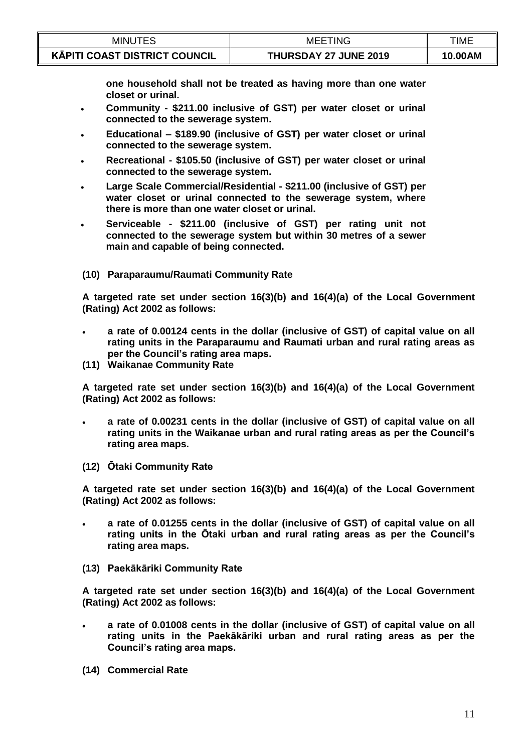**one household shall not be treated as having more than one water closet or urinal.**

- **Community - $211.00 inclusive of GST) per water closet or urinal connected to the sewerage system.**
- **Educational – $189.90 (inclusive of GST) per water closet or urinal connected to the sewerage system.**
- **Recreational - $105.50 (inclusive of GST) per water closet or urinal connected to the sewerage system.**
- **Large Scale Commercial/Residential - $211.00 (inclusive of GST) per water closet or urinal connected to the sewerage system, where there is more than one water closet or urinal.**
- **Serviceable - $211.00 (inclusive of GST) per rating unit not connected to the sewerage system but within 30 metres of a sewer main and capable of being connected.**

**(10) Paraparaumu/Raumati Community Rate**

**A targeted rate set under section 16(3)(b) and 16(4)(a) of the Local Government (Rating) Act 2002 as follows:**

- **a rate of 0.00124 cents in the dollar (inclusive of GST) of capital value on all rating units in the Paraparaumu and Raumati urban and rural rating areas as per the Council's rating area maps.**

**(11) Waikanae Community Rate**

**A targeted rate set under section 16(3)(b) and 16(4)(a) of the Local Government (Rating) Act 2002 as follows:**

- **a rate of 0.00231 cents in the dollar (inclusive of GST) of capital value on all rating units in the Waikanae urban and rural rating areas as per the Council's rating area maps.**

**(12) Ōtaki Community Rate**

**A targeted rate set under section 16(3)(b) and 16(4)(a) of the Local Government (Rating) Act 2002 as follows:**

- **a rate of 0.01255 cents in the dollar (inclusive of GST) of capital value on all rating units in the Ōtaki urban and rural rating areas as per the Council's rating area maps.**

**(13) Paekākāriki Community Rate**

**A targeted rate set under section 16(3)(b) and 16(4)(a) of the Local Government (Rating) Act 2002 as follows:**

- **a rate of 0.01008 cents in the dollar (inclusive of GST) of capital value on all rating units in the Paekākāriki urban and rural rating areas as per the Council's rating area maps.**

**(14) Commercial Rate**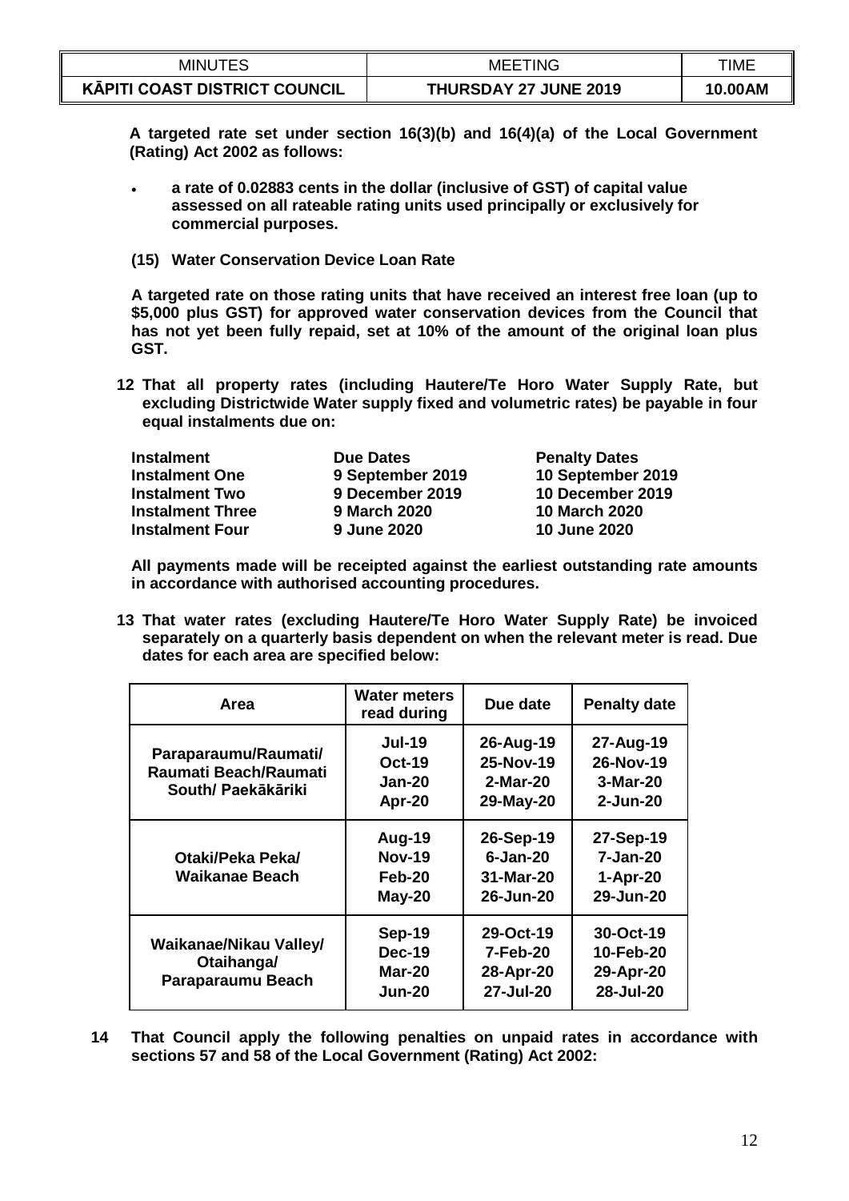**A targeted rate set under section 16(3)(b) and 16(4)(a) of the Local Government (Rating) Act 2002 as follows:**

- **a rate of 0.02883 cents in the dollar (inclusive of GST) of capital value assessed on all rateable rating units used principally or exclusively for commercial purposes.**

**(15) Water Conservation Device Loan Rate**

**A targeted rate on those rating units that have received an interest free loan (up to $5,000 plus GST) for approved water conservation devices from the Council that has not yet been fully repaid, set at 10% of the amount of the original loan plus GST.**

**12 That all property rates (including Hautere/Te Horo Water Supply Rate, but excluding Districtwide Water supply fixed and volumetric rates) be payable in four equal instalments due on:**

| Instalment | Due Dates | Penalty Dates |
|---|---|---|
| Instalment One | 9 September 2019 | 10 September 2019 |
| Instalment Two | 9 December 2019 | 10 December 2019 |
| Instalment Three | 9 March 2020 | 10 March 2020 |
| Instalment Four | 9 June 2020 | 10 June 2020 |

**All payments made will be receipted against the earliest outstanding rate amounts in accordance with authorised accounting procedures.**

**13 That water rates (excluding Hautere/Te Horo Water Supply Rate) be invoiced separately on a quarterly basis dependent on when the relevant meter is read. Due dates for each area are specified below:**

| Area | Water meters read during | Due date | Penalty date |
|---|---|---|---|
| Paraparaumu/Raumati/ Raumati Beach/Raumati South/ Paekākāriki | Jul-19<br>Oct-19<br>Jan-20<br>Apr-20 | 26-Aug-19<br>25-Nov-19<br>2-Mar-20<br>29-May-20 | 27-Aug-19<br>26-Nov-19<br>3-Mar-20<br>2-Jun-20 |
| Otaki/Peka Peka/ Waikanae Beach | Aug-19<br>Nov-19<br>Feb-20<br>May-20 | 26-Sep-19<br>6-Jan-20<br>31-Mar-20<br>26-Jun-20 | 27-Sep-19<br>7-Jan-20<br>1-Apr-20<br>29-Jun-20 |
| Waikanae/Nikau Valley/ Otaihanga/ Paraparaumu Beach | Sep-19<br>Dec-19<br>Mar-20<br>Jun-20 | 29-Oct-19<br>7-Feb-20<br>28-Apr-20<br>27-Jul-20 | 30-Oct-19<br>10-Feb-20<br>29-Apr-20<br>28-Jul-20 |

**14 That Council apply the following penalties on unpaid rates in accordance with sections 57 and 58 of the Local Government (Rating) Act 2002:**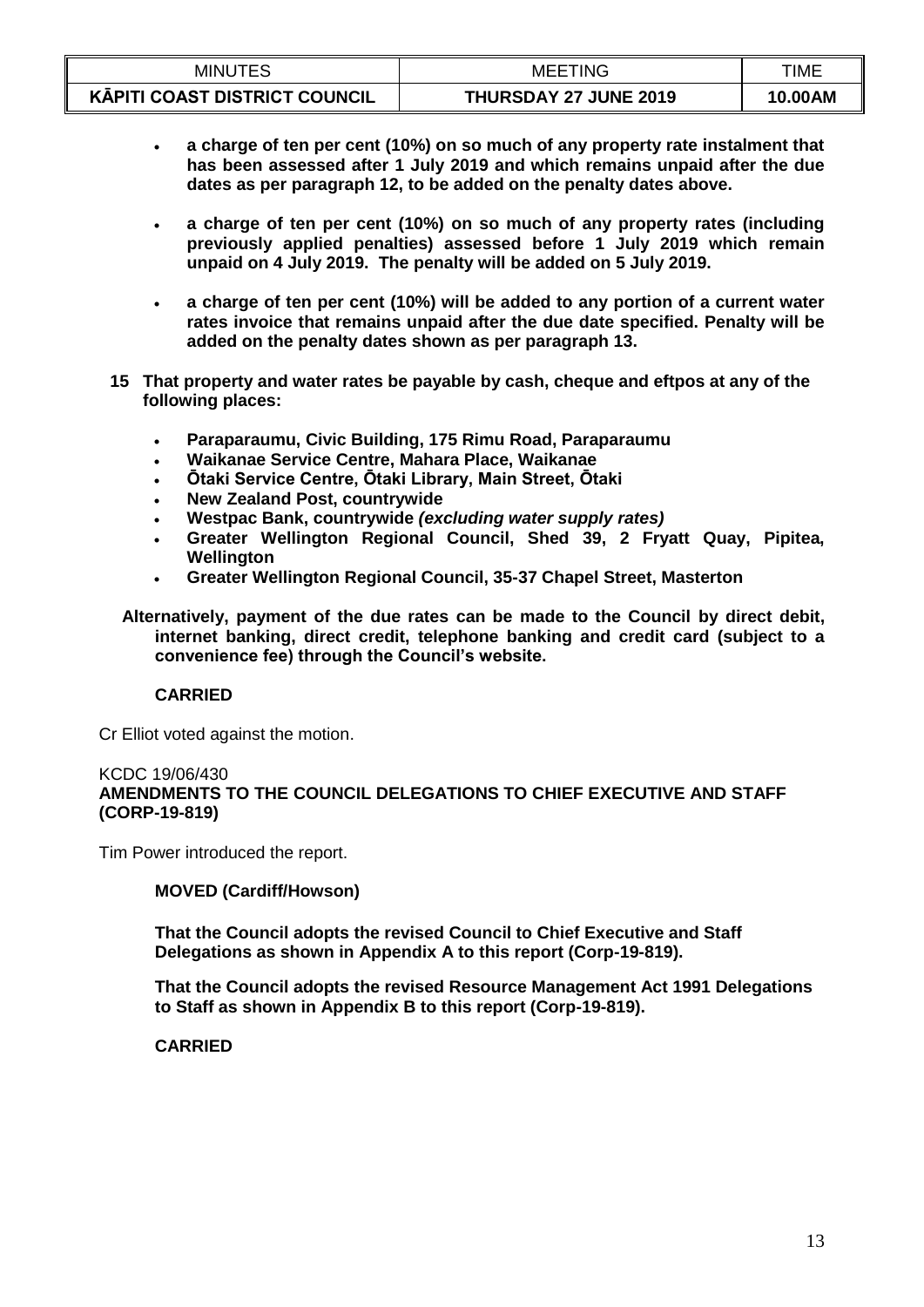- **a charge of ten per cent (10%) on so much of any property rate instalment that has been assessed after 1 July 2019 and which remains unpaid after the due dates as per paragraph 12, to be added on the penalty dates above.**

- **a charge of ten per cent (10%) on so much of any property rates (including previously applied penalties) assessed before 1 July 2019 which remain unpaid on 4 July 2019. The penalty will be added on 5 July 2019.**

- **a charge of ten per cent (10%) will be added to any portion of a current water rates invoice that remains unpaid after the due date specified. Penalty will be added on the penalty dates shown as per paragraph 13.**

**15 That property and water rates be payable by cash, cheque and eftpos at any of the following places:**

- **Paraparaumu, Civic Building, 175 Rimu Road, Paraparaumu**
- **Waikanae Service Centre, Mahara Place, Waikanae**
- **Ōtaki Service Centre, Ōtaki Library, Main Street, Ōtaki**
- **New Zealand Post, countrywide**
- **Westpac Bank, countrywide *(excluding water supply rates)***
- **Greater Wellington Regional Council, Shed 39, 2 Fryatt Quay, Pipitea, Wellington**
- **Greater Wellington Regional Council, 35-37 Chapel Street, Masterton**

**Alternatively, payment of the due rates can be made to the Council by direct debit, internet banking, direct credit, telephone banking and credit card (subject to a convenience fee) through the Council's website.**

**CARRIED**

Cr Elliot voted against the motion.

KCDC 19/06/430
**AMENDMENTS TO THE COUNCIL DELEGATIONS TO CHIEF EXECUTIVE AND STAFF (CORP-19-819)**

Tim Power introduced the report.

**MOVED (Cardiff/Howson)**

**That the Council adopts the revised Council to Chief Executive and Staff Delegations as shown in Appendix A to this report (Corp-19-819).**

**That the Council adopts the revised Resource Management Act 1991 Delegations to Staff as shown in Appendix B to this report (Corp-19-819).**

**CARRIED**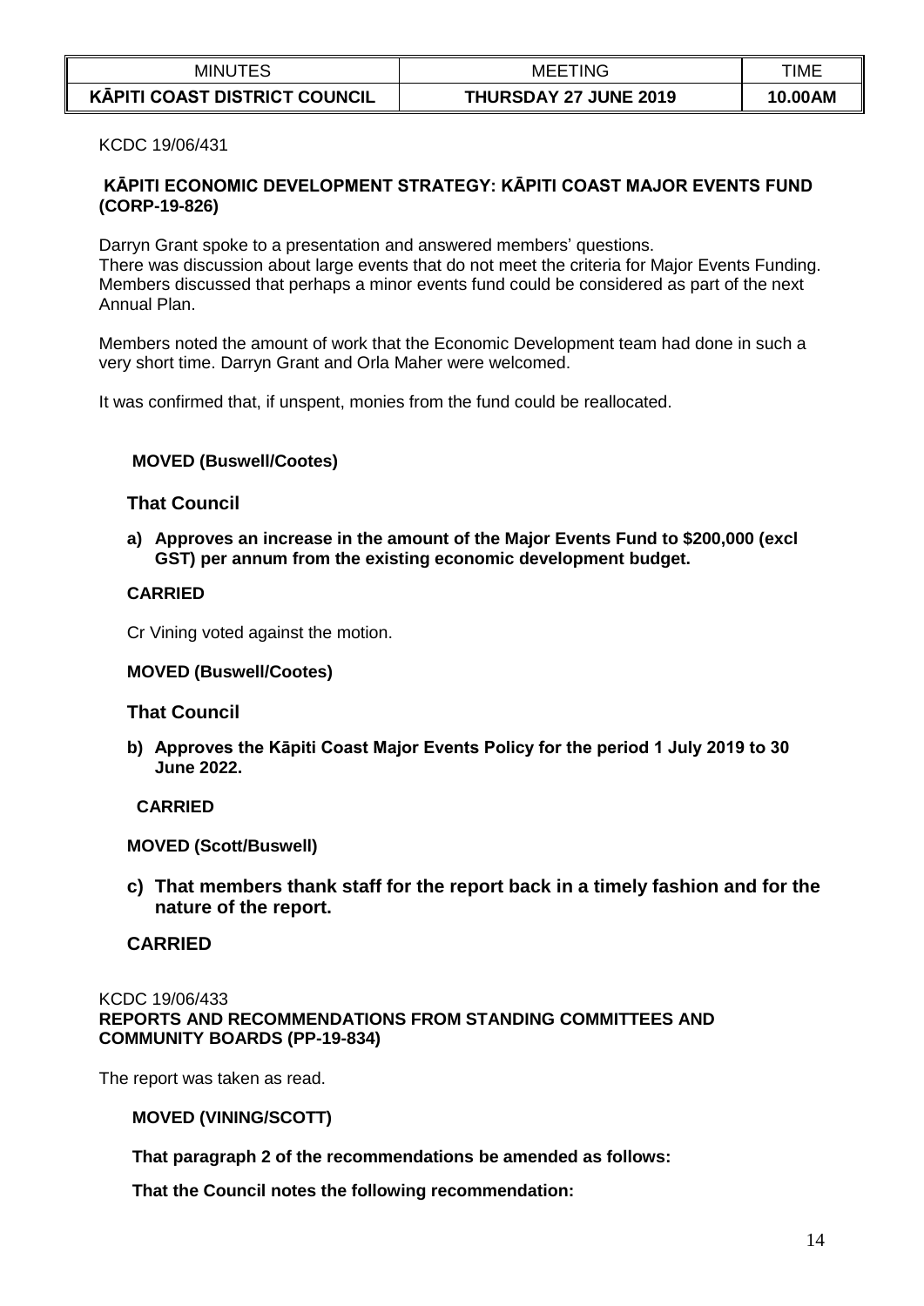KCDC 19/06/431

## KĀPITI ECONOMIC DEVELOPMENT STRATEGY: KĀPITI COAST MAJOR EVENTS FUND (CORP-19-826)

Darryn Grant spoke to a presentation and answered members' questions.
There was discussion about large events that do not meet the criteria for Major Events Funding. Members discussed that perhaps a minor events fund could be considered as part of the next Annual Plan.

Members noted the amount of work that the Economic Development team had done in such a very short time. Darryn Grant and Orla Maher were welcomed.

It was confirmed that, if unspent, monies from the fund could be reallocated.

**MOVED (Buswell/Cootes)**

**That Council**

**a) Approves an increase in the amount of the Major Events Fund to $200,000 (excl GST) per annum from the existing economic development budget.**

**CARRIED**

Cr Vining voted against the motion.

**MOVED (Buswell/Cootes)**

**That Council**

**b) Approves the Kāpiti Coast Major Events Policy for the period 1 July 2019 to 30 June 2022.**

**CARRIED**

**MOVED (Scott/Buswell)**

**c) That members thank staff for the report back in a timely fashion and for the nature of the report.**

**CARRIED**

KCDC 19/06/433

## REPORTS AND RECOMMENDATIONS FROM STANDING COMMITTEES AND COMMUNITY BOARDS (PP-19-834)

The report was taken as read.

**MOVED (VINING/SCOTT)**

**That paragraph 2 of the recommendations be amended as follows:**

**That the Council notes the following recommendation:**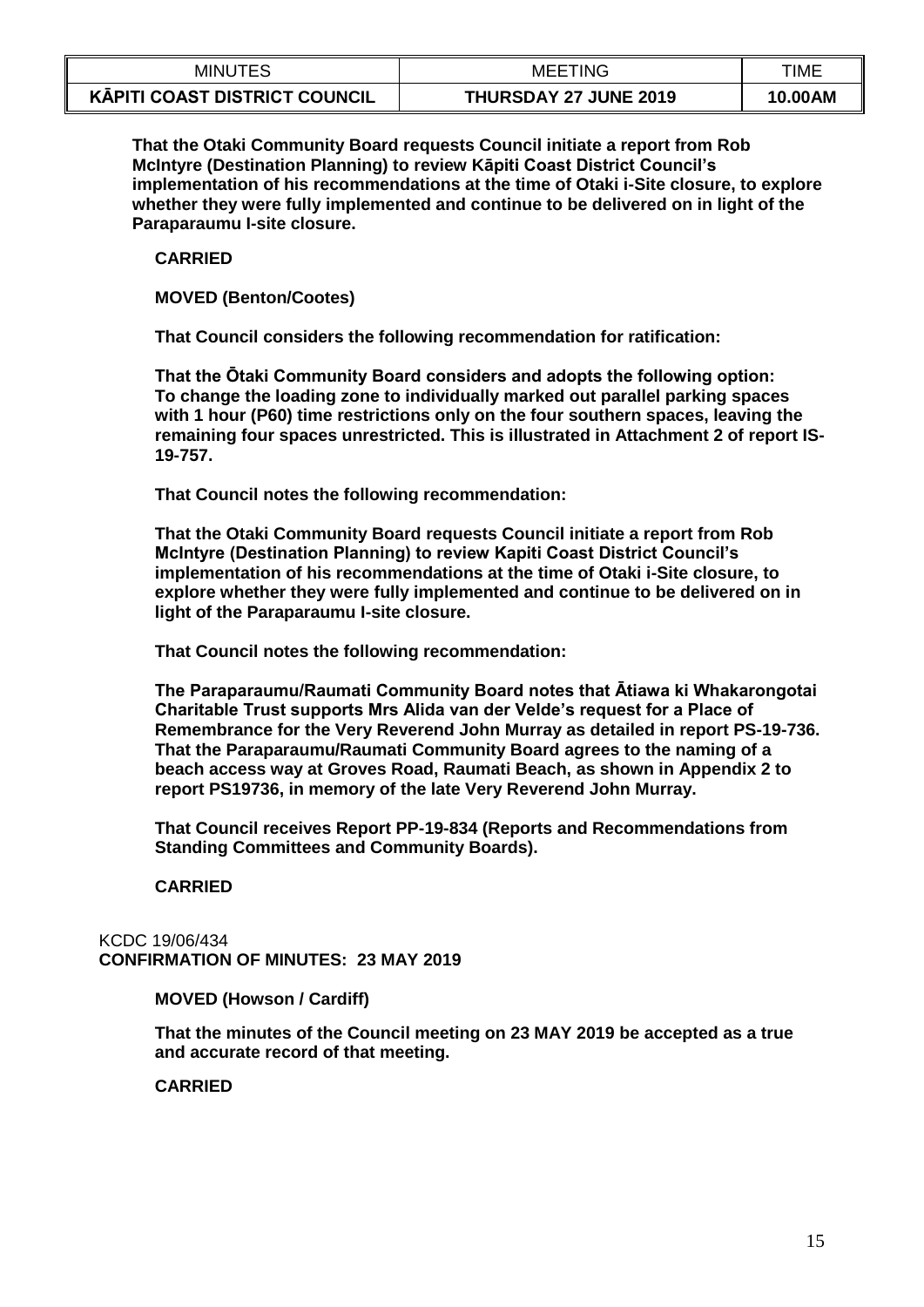**That the Otaki Community Board requests Council initiate a report from Rob McIntyre (Destination Planning) to review Kāpiti Coast District Council's implementation of his recommendations at the time of Otaki i-Site closure, to explore whether they were fully implemented and continue to be delivered on in light of the Paraparaumu I-site closure.**

**CARRIED**

**MOVED (Benton/Cootes)**

**That Council considers the following recommendation for ratification:**

**That the Ōtaki Community Board considers and adopts the following option: To change the loading zone to individually marked out parallel parking spaces with 1 hour (P60) time restrictions only on the four southern spaces, leaving the remaining four spaces unrestricted. This is illustrated in Attachment 2 of report IS-19-757.**

**That Council notes the following recommendation:**

**That the Otaki Community Board requests Council initiate a report from Rob McIntyre (Destination Planning) to review Kapiti Coast District Council's implementation of his recommendations at the time of Otaki i-Site closure, to explore whether they were fully implemented and continue to be delivered on in light of the Paraparaumu I-site closure.**

**That Council notes the following recommendation:**

**The Paraparaumu/Raumati Community Board notes that Ātiawa ki Whakarongotai Charitable Trust supports Mrs Alida van der Velde's request for a Place of Remembrance for the Very Reverend John Murray as detailed in report PS-19-736. That the Paraparaumu/Raumati Community Board agrees to the naming of a beach access way at Groves Road, Raumati Beach, as shown in Appendix 2 to report PS19736, in memory of the late Very Reverend John Murray.**

**That Council receives Report PP-19-834 (Reports and Recommendations from Standing Committees and Community Boards).**

**CARRIED**

KCDC 19/06/434
**CONFIRMATION OF MINUTES: 23 MAY 2019**

**MOVED (Howson / Cardiff)**

**That the minutes of the Council meeting on 23 MAY 2019 be accepted as a true and accurate record of that meeting.**

**CARRIED**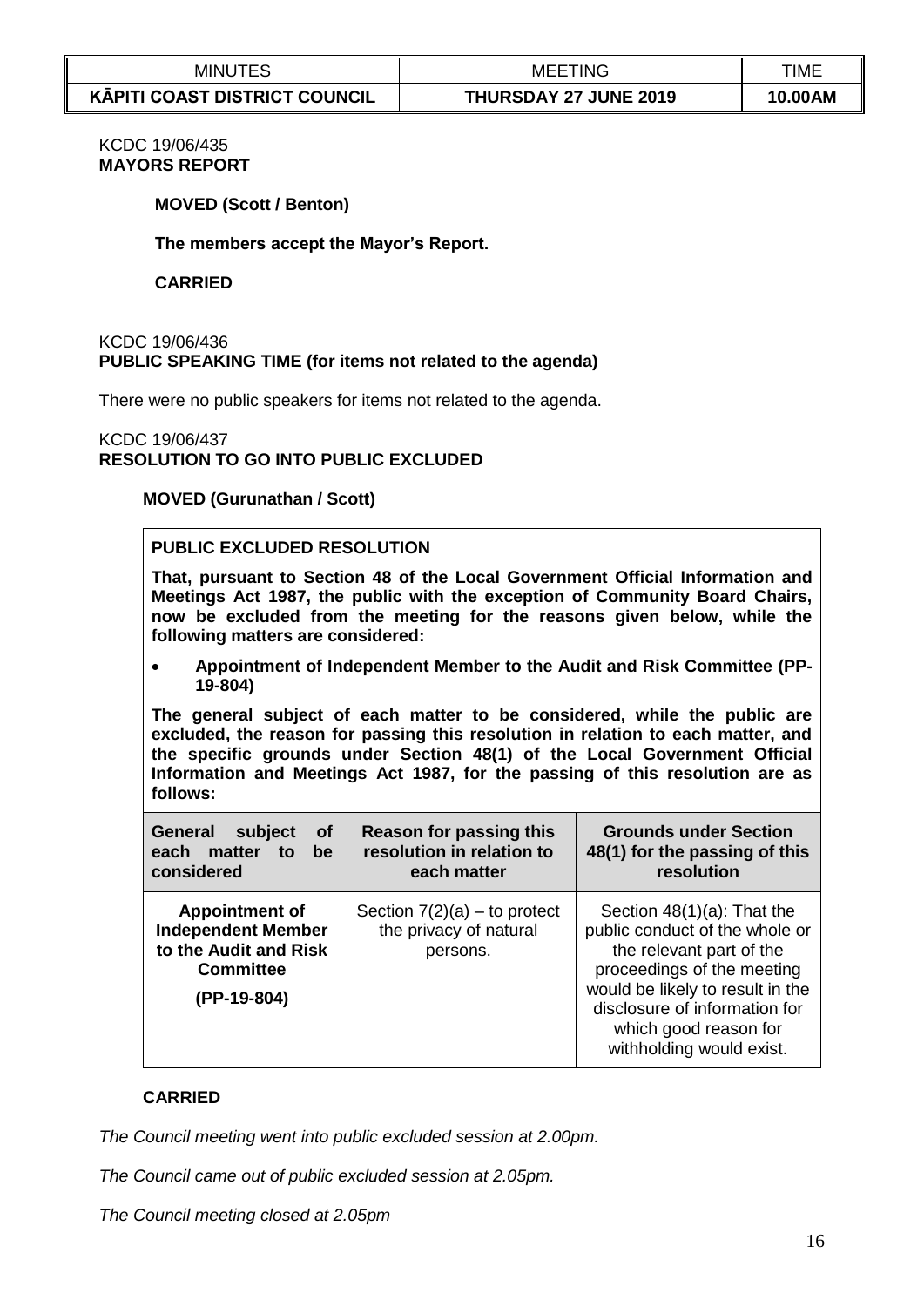KCDC 19/06/435
**MAYORS REPORT**

**MOVED (Scott / Benton)**

**The members accept the Mayor's Report.**

**CARRIED**

KCDC 19/06/436
**PUBLIC SPEAKING TIME (for items not related to the agenda)**

There were no public speakers for items not related to the agenda.

KCDC 19/06/437
**RESOLUTION TO GO INTO PUBLIC EXCLUDED**

**MOVED (Gurunathan / Scott)**

**PUBLIC EXCLUDED RESOLUTION**

**That, pursuant to Section 48 of the Local Government Official Information and Meetings Act 1987, the public with the exception of Community Board Chairs, now be excluded from the meeting for the reasons given below, while the following matters are considered:**

- **Appointment of Independent Member to the Audit and Risk Committee (PP-19-804)**

**The general subject of each matter to be considered, while the public are excluded, the reason for passing this resolution in relation to each matter, and the specific grounds under Section 48(1) of the Local Government Official Information and Meetings Act 1987, for the passing of this resolution are as follows:**

| General subject of each matter to be considered | Reason for passing this resolution in relation to each matter | Grounds under Section 48(1) for the passing of this resolution |
|---|---|---|
| **Appointment of Independent Member to the Audit and Risk Committee (PP-19-804)** | Section 7(2)(a) – to protect the privacy of natural persons. | Section 48(1)(a): That the public conduct of the whole or the relevant part of the proceedings of the meeting would be likely to result in the disclosure of information for which good reason for withholding would exist. |

**CARRIED**

*The Council meeting went into public excluded session at 2.00pm.*

*The Council came out of public excluded session at 2.05pm.*

*The Council meeting closed at 2.05pm*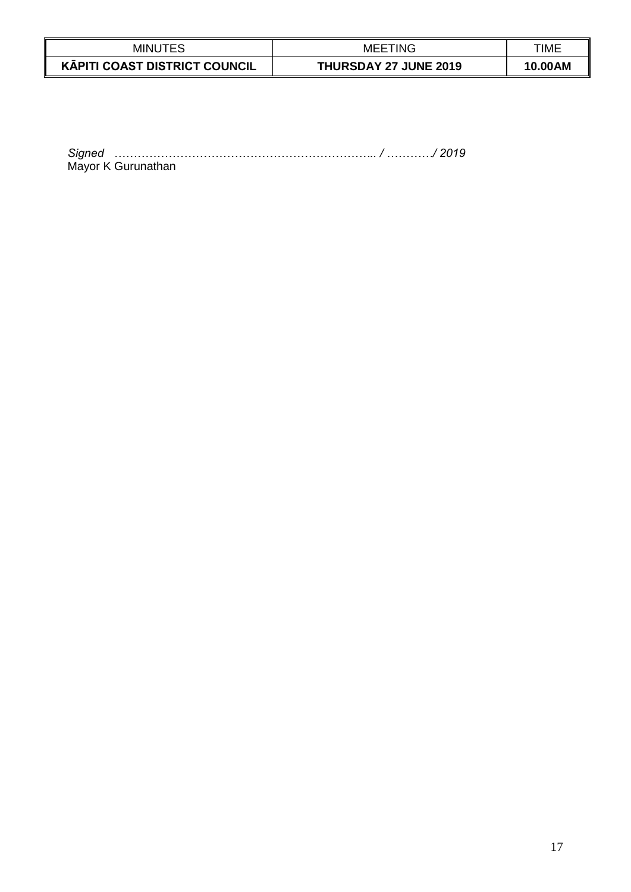*Signed …………………………………………………………... / ………../ 2019*
Mayor K Gurunathan